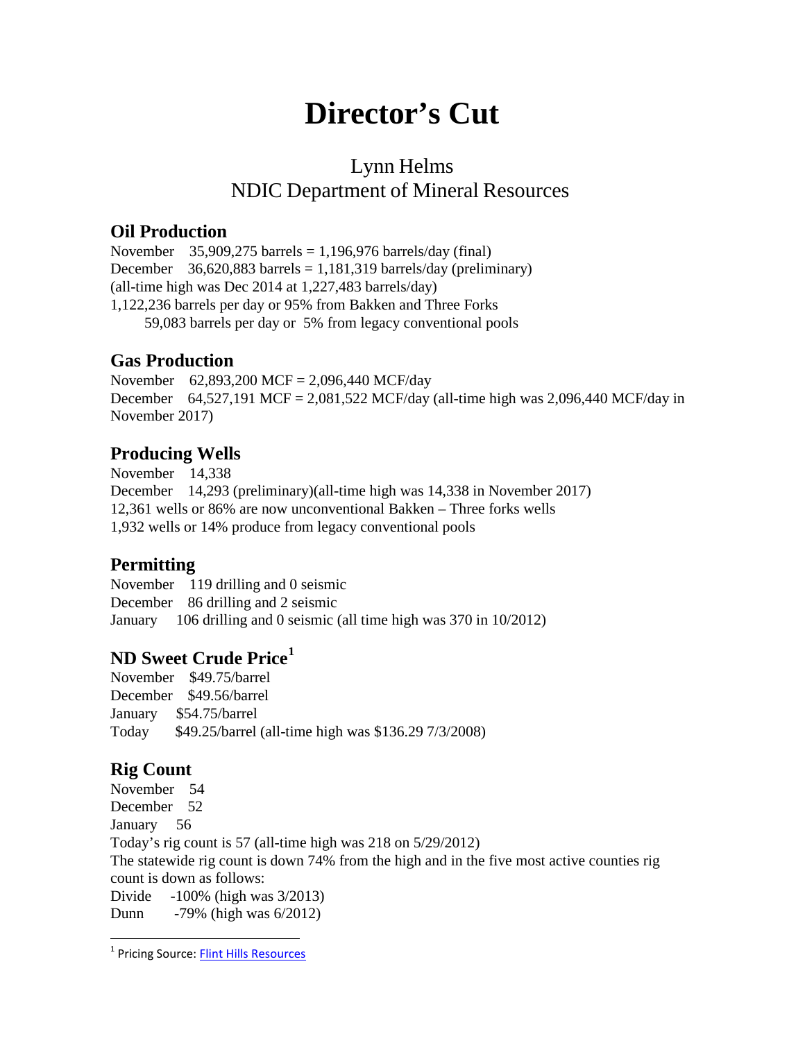# Director's Cut

Lynn Helms
NDIC Department of Mineral Resources

## Oil Production

November 35,909,275 barrels = 1,196,976 barrels/day (final)
December 36,620,883 barrels = 1,181,319 barrels/day (preliminary)
(all-time high was Dec 2014 at 1,227,483 barrels/day)
1,122,236 barrels per day or 95% from Bakken and Three Forks
59,083 barrels per day or 5% from legacy conventional pools

## Gas Production

November 62,893,200 MCF = 2,096,440 MCF/day
December 64,527,191 MCF = 2,081,522 MCF/day (all-time high was 2,096,440 MCF/day in November 2017)

## Producing Wells

November 14,338
December 14,293 (preliminary)(all-time high was 14,338 in November 2017)
12,361 wells or 86% are now unconventional Bakken – Three forks wells
1,932 wells or 14% produce from legacy conventional pools

## Permitting

November 119 drilling and 0 seismic
December 86 drilling and 2 seismic
January 106 drilling and 0 seismic (all time high was 370 in 10/2012)

## ND Sweet Crude Price[1]

November $49.75/barrel
December $49.56/barrel
January $54.75/barrel
Today $49.25/barrel (all-time high was $136.29 7/3/2008)

## Rig Count

November 54
December 52
January 56
Today's rig count is 57 (all-time high was 218 on 5/29/2012)
The statewide rig count is down 74% from the high and in the five most active counties rig count is down as follows:
Divide -100% (high was 3/2013)
Dunn -79% (high was 6/2012)

[1] Pricing Source: Flint Hills Resources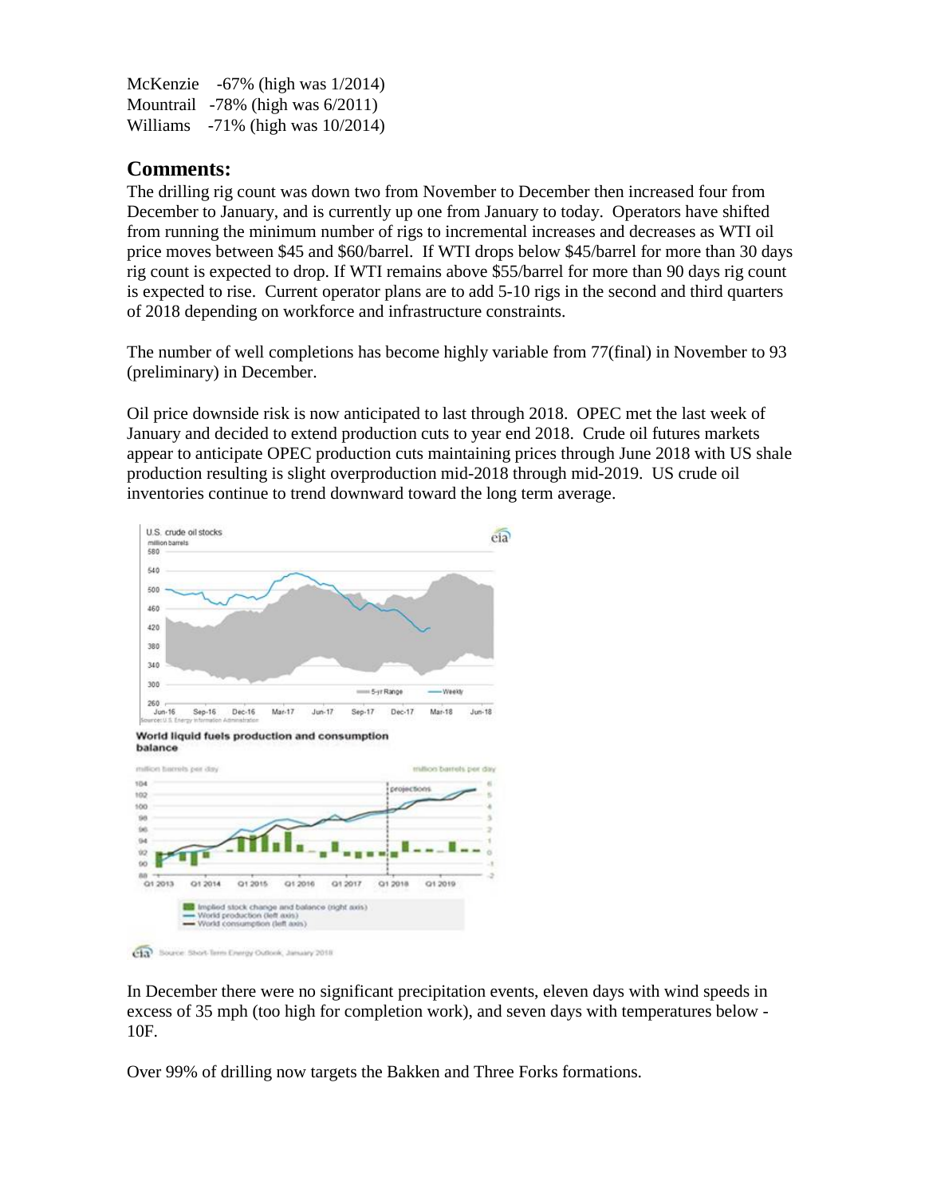McKenzie -67% (high was 1/2014)
Mountrail -78% (high was 6/2011)
Williams -71% (high was 10/2014)

## Comments:

The drilling rig count was down two from November to December then increased four from December to January, and is currently up one from January to today. Operators have shifted from running the minimum number of rigs to incremental increases and decreases as WTI oil price moves between $45 and $60/barrel. If WTI drops below $45/barrel for more than 30 days rig count is expected to drop. If WTI remains above $55/barrel for more than 90 days rig count is expected to rise. Current operator plans are to add 5-10 rigs in the second and third quarters of 2018 depending on workforce and infrastructure constraints.

The number of well completions has become highly variable from 77(final) in November to 93 (preliminary) in December.

Oil price downside risk is now anticipated to last through 2018. OPEC met the last week of January and decided to extend production cuts to year end 2018. Crude oil futures markets appear to anticipate OPEC production cuts maintaining prices through June 2018 with US shale production resulting is slight overproduction mid-2018 through mid-2019. US crude oil inventories continue to trend downward toward the long term average.

In December there were no significant precipitation events, eleven days with wind speeds in excess of 35 mph (too high for completion work), and seven days with temperatures below -10F.

Over 99% of drilling now targets the Bakken and Three Forks formations.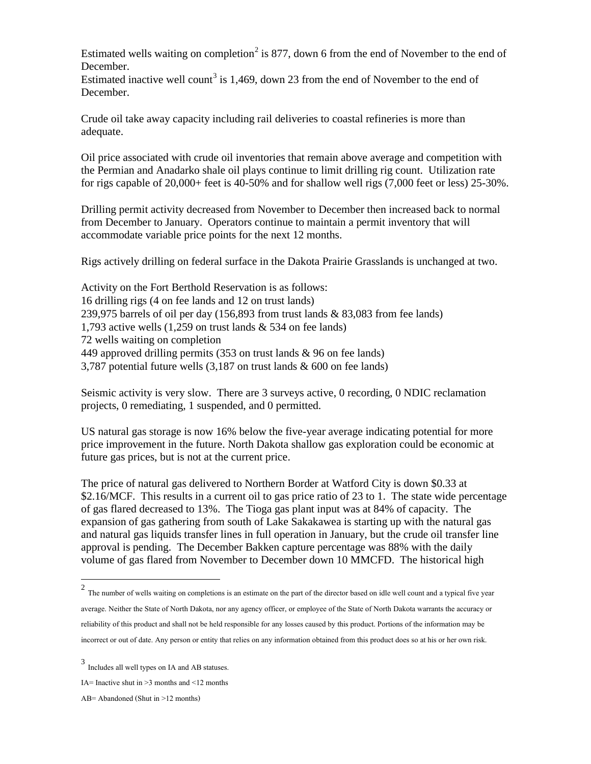Estimated wells waiting on completion[2] is 877, down 6 from the end of November to the end of December.
Estimated inactive well count[3] is 1,469, down 23 from the end of November to the end of December.

Crude oil take away capacity including rail deliveries to coastal refineries is more than adequate.

Oil price associated with crude oil inventories that remain above average and competition with the Permian and Anadarko shale oil plays continue to limit drilling rig count. Utilization rate for rigs capable of 20,000+ feet is 40-50% and for shallow well rigs (7,000 feet or less) 25-30%.

Drilling permit activity decreased from November to December then increased back to normal from December to January. Operators continue to maintain a permit inventory that will accommodate variable price points for the next 12 months.

Rigs actively drilling on federal surface in the Dakota Prairie Grasslands is unchanged at two.

Activity on the Fort Berthold Reservation is as follows:
16 drilling rigs (4 on fee lands and 12 on trust lands)
239,975 barrels of oil per day (156,893 from trust lands & 83,083 from fee lands)
1,793 active wells (1,259 on trust lands & 534 on fee lands)
72 wells waiting on completion
449 approved drilling permits (353 on trust lands & 96 on fee lands)
3,787 potential future wells (3,187 on trust lands & 600 on fee lands)

Seismic activity is very slow. There are 3 surveys active, 0 recording, 0 NDIC reclamation projects, 0 remediating, 1 suspended, and 0 permitted.

US natural gas storage is now 16% below the five-year average indicating potential for more price improvement in the future. North Dakota shallow gas exploration could be economic at future gas prices, but is not at the current price.

The price of natural gas delivered to Northern Border at Watford City is down $0.33 at $2.16/MCF. This results in a current oil to gas price ratio of 23 to 1. The state wide percentage of gas flared decreased to 13%. The Tioga gas plant input was at 84% of capacity. The expansion of gas gathering from south of Lake Sakakawea is starting up with the natural gas and natural gas liquids transfer lines in full operation in January, but the crude oil transfer line approval is pending. The December Bakken capture percentage was 88% with the daily volume of gas flared from November to December down 10 MMCFD. The historical high

---

[2] The number of wells waiting on completions is an estimate on the part of the director based on idle well count and a typical five year average. Neither the State of North Dakota, nor any agency officer, or employee of the State of North Dakota warrants the accuracy or reliability of this product and shall not be held responsible for any losses caused by this product. Portions of the information may be incorrect or out of date. Any person or entity that relies on any information obtained from this product does so at his or her own risk.

[3] Includes all well types on IA and AB statuses.

IA= Inactive shut in >3 months and <12 months

AB= Abandoned (Shut in >12 months)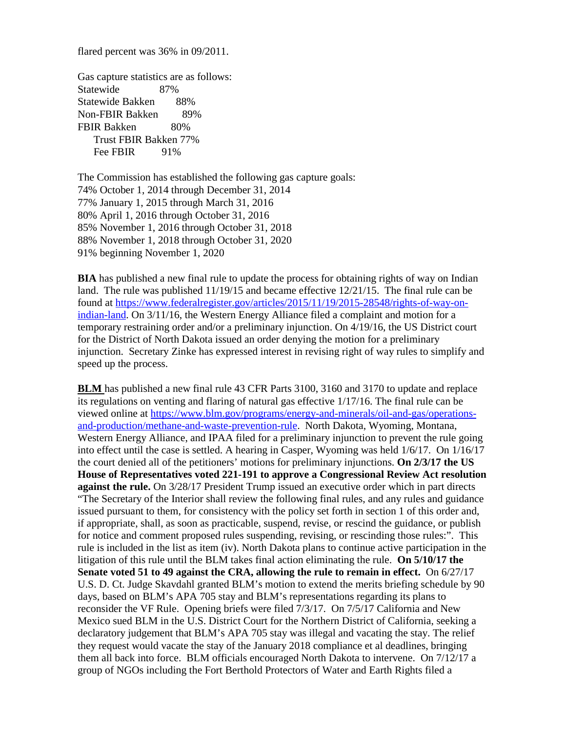flared percent was 36% in 09/2011.

Gas capture statistics are as follows:

| | |
|---|---|
| Statewide | 87% |
| Statewide Bakken | 88% |
| Non-FBIR Bakken | 89% |
| FBIR Bakken | 80% |
| Trust FBIR Bakken | 77% |
| Fee FBIR | 91% |

The Commission has established the following gas capture goals:
74% October 1, 2014 through December 31, 2014
77% January 1, 2015 through March 31, 2016
80% April 1, 2016 through October 31, 2016
85% November 1, 2016 through October 31, 2018
88% November 1, 2018 through October 31, 2020
91% beginning November 1, 2020

**BIA** has published a new final rule to update the process for obtaining rights of way on Indian land. The rule was published 11/19/15 and became effective 12/21/15. The final rule can be found at https://www.federalregister.gov/articles/2015/11/19/2015-28548/rights-of-way-on-indian-land. On 3/11/16, the Western Energy Alliance filed a complaint and motion for a temporary restraining order and/or a preliminary injunction. On 4/19/16, the US District court for the District of North Dakota issued an order denying the motion for a preliminary injunction. Secretary Zinke has expressed interest in revising right of way rules to simplify and speed up the process.

**BLM** has published a new final rule 43 CFR Parts 3100, 3160 and 3170 to update and replace its regulations on venting and flaring of natural gas effective 1/17/16. The final rule can be viewed online at https://www.blm.gov/programs/energy-and-minerals/oil-and-gas/operations-and-production/methane-and-waste-prevention-rule. North Dakota, Wyoming, Montana, Western Energy Alliance, and IPAA filed for a preliminary injunction to prevent the rule going into effect until the case is settled. A hearing in Casper, Wyoming was held 1/6/17. On 1/16/17 the court denied all of the petitioners' motions for preliminary injunctions. **On 2/3/17 the US House of Representatives voted 221-191 to approve a Congressional Review Act resolution against the rule.** On 3/28/17 President Trump issued an executive order which in part directs "The Secretary of the Interior shall review the following final rules, and any rules and guidance issued pursuant to them, for consistency with the policy set forth in section 1 of this order and, if appropriate, shall, as soon as practicable, suspend, revise, or rescind the guidance, or publish for notice and comment proposed rules suspending, revising, or rescinding those rules:". This rule is included in the list as item (iv). North Dakota plans to continue active participation in the litigation of this rule until the BLM takes final action eliminating the rule. **On 5/10/17 the Senate voted 51 to 49 against the CRA, allowing the rule to remain in effect.** On 6/27/17 U.S. D. Ct. Judge Skavdahl granted BLM's motion to extend the merits briefing schedule by 90 days, based on BLM's APA 705 stay and BLM's representations regarding its plans to reconsider the VF Rule. Opening briefs were filed 7/3/17. On 7/5/17 California and New Mexico sued BLM in the U.S. District Court for the Northern District of California, seeking a declaratory judgement that BLM's APA 705 stay was illegal and vacating the stay. The relief they request would vacate the stay of the January 2018 compliance et al deadlines, bringing them all back into force. BLM officials encouraged North Dakota to intervene. On 7/12/17 a group of NGOs including the Fort Berthold Protectors of Water and Earth Rights filed a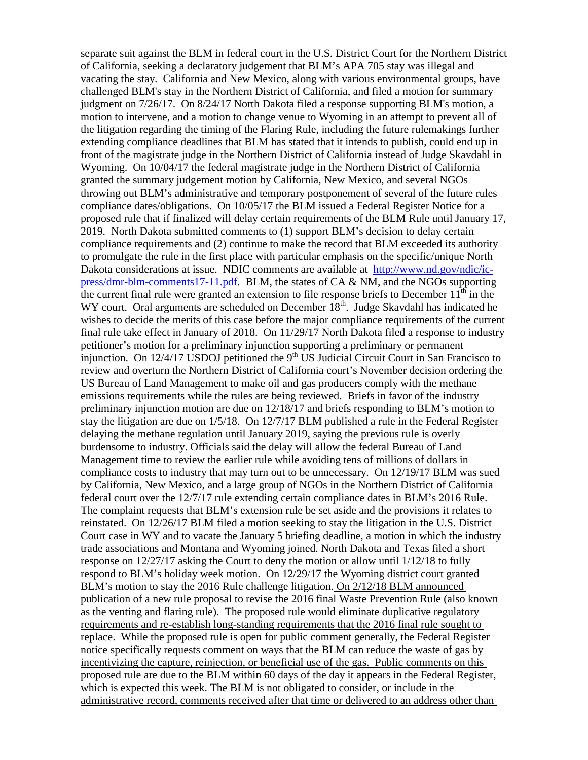separate suit against the BLM in federal court in the U.S. District Court for the Northern District of California, seeking a declaratory judgement that BLM's APA 705 stay was illegal and vacating the stay. California and New Mexico, along with various environmental groups, have challenged BLM's stay in the Northern District of California, and filed a motion for summary judgment on 7/26/17. On 8/24/17 North Dakota filed a response supporting BLM's motion, a motion to intervene, and a motion to change venue to Wyoming in an attempt to prevent all of the litigation regarding the timing of the Flaring Rule, including the future rulemakings further extending compliance deadlines that BLM has stated that it intends to publish, could end up in front of the magistrate judge in the Northern District of California instead of Judge Skavdahl in Wyoming. On 10/04/17 the federal magistrate judge in the Northern District of California granted the summary judgement motion by California, New Mexico, and several NGOs throwing out BLM's administrative and temporary postponement of several of the future rules compliance dates/obligations. On 10/05/17 the BLM issued a Federal Register Notice for a proposed rule that if finalized will delay certain requirements of the BLM Rule until January 17, 2019. North Dakota submitted comments to (1) support BLM's decision to delay certain compliance requirements and (2) continue to make the record that BLM exceeded its authority to promulgate the rule in the first place with particular emphasis on the specific/unique North Dakota considerations at issue. NDIC comments are available at [http://www.nd.gov/ndic/ic-press/dmr-blm-comments17-11.pdf](http://www.nd.gov/ndic/ic-press/dmr-blm-comments17-11.pdf). BLM, the states of CA & NM, and the NGOs supporting the current final rule were granted an extension to file response briefs to December 11th in the WY court. Oral arguments are scheduled on December 18th. Judge Skavdahl has indicated he wishes to decide the merits of this case before the major compliance requirements of the current final rule take effect in January of 2018. On 11/29/17 North Dakota filed a response to industry petitioner's motion for a preliminary injunction supporting a preliminary or permanent injunction. On 12/4/17 USDOJ petitioned the 9th US Judicial Circuit Court in San Francisco to review and overturn the Northern District of California court's November decision ordering the US Bureau of Land Management to make oil and gas producers comply with the methane emissions requirements while the rules are being reviewed. Briefs in favor of the industry preliminary injunction motion are due on 12/18/17 and briefs responding to BLM's motion to stay the litigation are due on 1/5/18. On 12/7/17 BLM published a rule in the Federal Register delaying the methane regulation until January 2019, saying the previous rule is overly burdensome to industry. Officials said the delay will allow the federal Bureau of Land Management time to review the earlier rule while avoiding tens of millions of dollars in compliance costs to industry that may turn out to be unnecessary. On 12/19/17 BLM was sued by California, New Mexico, and a large group of NGOs in the Northern District of California federal court over the 12/7/17 rule extending certain compliance dates in BLM's 2016 Rule. The complaint requests that BLM's extension rule be set aside and the provisions it relates to reinstated. On 12/26/17 BLM filed a motion seeking to stay the litigation in the U.S. District Court case in WY and to vacate the January 5 briefing deadline, a motion in which the industry trade associations and Montana and Wyoming joined. North Dakota and Texas filed a short response on 12/27/17 asking the Court to deny the motion or allow until 1/12/18 to fully respond to BLM's holiday week motion. On 12/29/17 the Wyoming district court granted BLM's motion to stay the 2016 Rule challenge litigation. <u>On 2/12/18 BLM announced publication of a new rule proposal to revise the 2016 final Waste Prevention Rule (also known as the venting and flaring rule). The proposed rule would eliminate duplicative regulatory requirements and re-establish long-standing requirements that the 2016 final rule sought to replace. While the proposed rule is open for public comment generally, the Federal Register notice specifically requests comment on ways that the BLM can reduce the waste of gas by incentivizing the capture, reinjection, or beneficial use of the gas. Public comments on this proposed rule are due to the BLM within 60 days of the day it appears in the Federal Register, which is expected this week. The BLM is not obligated to consider, or include in the administrative record, comments received after that time or delivered to an address other than</u>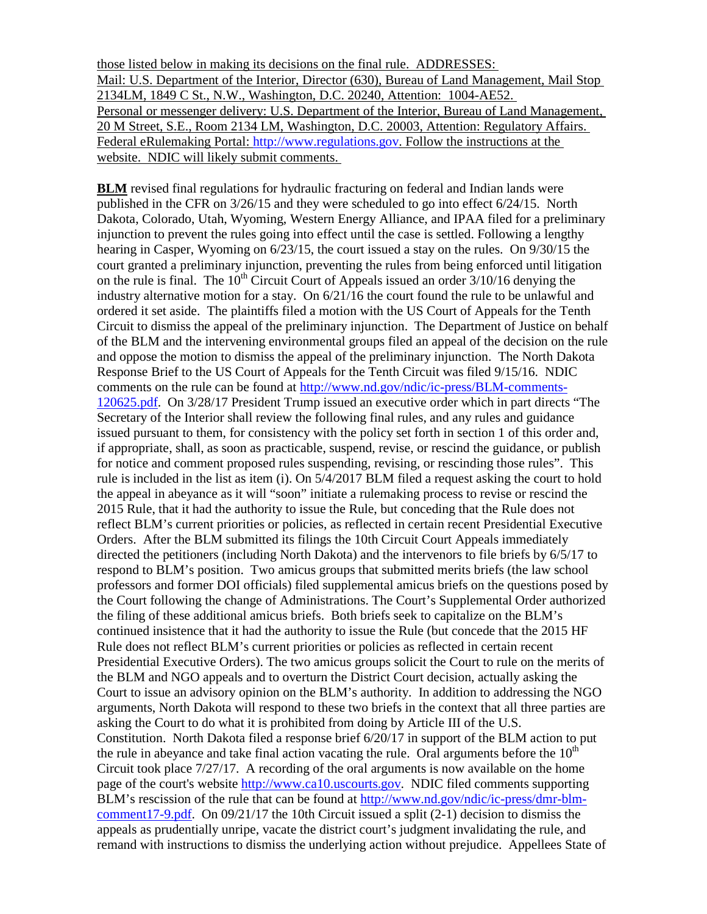those listed below in making its decisions on the final rule. ADDRESSES: Mail: U.S. Department of the Interior, Director (630), Bureau of Land Management, Mail Stop 2134LM, 1849 C St., N.W., Washington, D.C. 20240, Attention: 1004-AE52. Personal or messenger delivery: U.S. Department of the Interior, Bureau of Land Management, 20 M Street, S.E., Room 2134 LM, Washington, D.C. 20003, Attention: Regulatory Affairs. Federal eRulemaking Portal: http://www.regulations.gov. Follow the instructions at the website. NDIC will likely submit comments.

**BLM** revised final regulations for hydraulic fracturing on federal and Indian lands were published in the CFR on 3/26/15 and they were scheduled to go into effect 6/24/15. North Dakota, Colorado, Utah, Wyoming, Western Energy Alliance, and IPAA filed for a preliminary injunction to prevent the rules going into effect until the case is settled. Following a lengthy hearing in Casper, Wyoming on 6/23/15, the court issued a stay on the rules. On 9/30/15 the court granted a preliminary injunction, preventing the rules from being enforced until litigation on the rule is final. The 10th Circuit Court of Appeals issued an order 3/10/16 denying the industry alternative motion for a stay. On 6/21/16 the court found the rule to be unlawful and ordered it set aside. The plaintiffs filed a motion with the US Court of Appeals for the Tenth Circuit to dismiss the appeal of the preliminary injunction. The Department of Justice on behalf of the BLM and the intervening environmental groups filed an appeal of the decision on the rule and oppose the motion to dismiss the appeal of the preliminary injunction. The North Dakota Response Brief to the US Court of Appeals for the Tenth Circuit was filed 9/15/16. NDIC comments on the rule can be found at http://www.nd.gov/ndic/ic-press/BLM-comments-120625.pdf. On 3/28/17 President Trump issued an executive order which in part directs "The Secretary of the Interior shall review the following final rules, and any rules and guidance issued pursuant to them, for consistency with the policy set forth in section 1 of this order and, if appropriate, shall, as soon as practicable, suspend, revise, or rescind the guidance, or publish for notice and comment proposed rules suspending, revising, or rescinding those rules". This rule is included in the list as item (i). On 5/4/2017 BLM filed a request asking the court to hold the appeal in abeyance as it will "soon" initiate a rulemaking process to revise or rescind the 2015 Rule, that it had the authority to issue the Rule, but conceding that the Rule does not reflect BLM's current priorities or policies, as reflected in certain recent Presidential Executive Orders. After the BLM submitted its filings the 10th Circuit Court Appeals immediately directed the petitioners (including North Dakota) and the intervenors to file briefs by 6/5/17 to respond to BLM's position. Two amicus groups that submitted merits briefs (the law school professors and former DOI officials) filed supplemental amicus briefs on the questions posed by the Court following the change of Administrations. The Court's Supplemental Order authorized the filing of these additional amicus briefs. Both briefs seek to capitalize on the BLM's continued insistence that it had the authority to issue the Rule (but concede that the 2015 HF Rule does not reflect BLM's current priorities or policies as reflected in certain recent Presidential Executive Orders). The two amicus groups solicit the Court to rule on the merits of the BLM and NGO appeals and to overturn the District Court decision, actually asking the Court to issue an advisory opinion on the BLM's authority. In addition to addressing the NGO arguments, North Dakota will respond to these two briefs in the context that all three parties are asking the Court to do what it is prohibited from doing by Article III of the U.S. Constitution. North Dakota filed a response brief 6/20/17 in support of the BLM action to put the rule in abeyance and take final action vacating the rule. Oral arguments before the 10th Circuit took place 7/27/17. A recording of the oral arguments is now available on the home page of the court's website http://www.ca10.uscourts.gov. NDIC filed comments supporting BLM's rescission of the rule that can be found at http://www.nd.gov/ndic/ic-press/dmr-blm-comment17-9.pdf. On 09/21/17 the 10th Circuit issued a split (2-1) decision to dismiss the appeals as prudentially unripe, vacate the district court's judgment invalidating the rule, and remand with instructions to dismiss the underlying action without prejudice. Appellees State of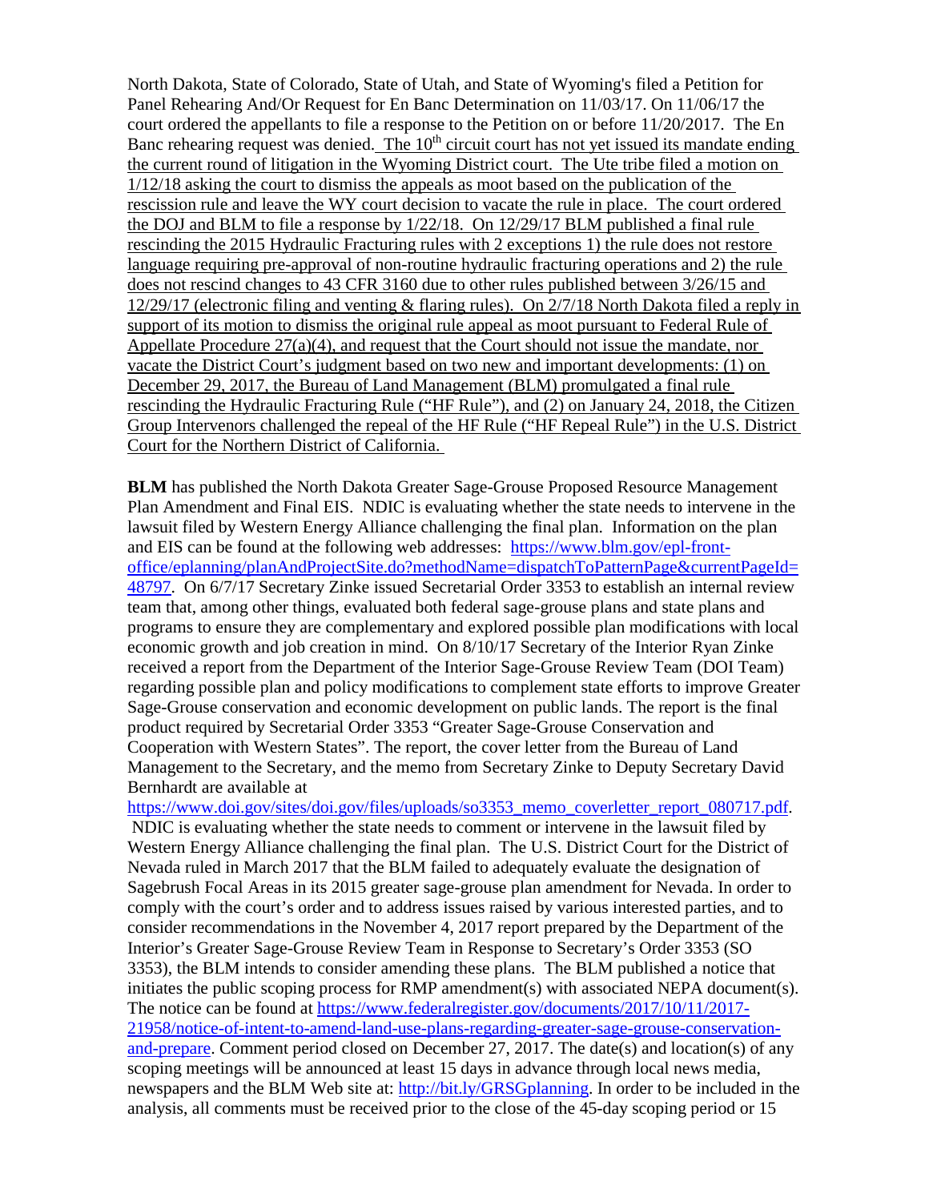North Dakota, State of Colorado, State of Utah, and State of Wyoming's filed a Petition for Panel Rehearing And/Or Request for En Banc Determination on 11/03/17. On 11/06/17 the court ordered the appellants to file a response to the Petition on or before 11/20/2017. The En Banc rehearing request was denied. The 10th circuit court has not yet issued its mandate ending the current round of litigation in the Wyoming District court. The Ute tribe filed a motion on 1/12/18 asking the court to dismiss the appeals as moot based on the publication of the rescission rule and leave the WY court decision to vacate the rule in place. The court ordered the DOJ and BLM to file a response by 1/22/18. On 12/29/17 BLM published a final rule rescinding the 2015 Hydraulic Fracturing rules with 2 exceptions 1) the rule does not restore language requiring pre-approval of non-routine hydraulic fracturing operations and 2) the rule does not rescind changes to 43 CFR 3160 due to other rules published between 3/26/15 and 12/29/17 (electronic filing and venting & flaring rules). On 2/7/18 North Dakota filed a reply in support of its motion to dismiss the original rule appeal as moot pursuant to Federal Rule of Appellate Procedure 27(a)(4), and request that the Court should not issue the mandate, nor vacate the District Court's judgment based on two new and important developments: (1) on December 29, 2017, the Bureau of Land Management (BLM) promulgated a final rule rescinding the Hydraulic Fracturing Rule ("HF Rule"), and (2) on January 24, 2018, the Citizen Group Intervenors challenged the repeal of the HF Rule ("HF Repeal Rule") in the U.S. District Court for the Northern District of California.

**BLM** has published the North Dakota Greater Sage-Grouse Proposed Resource Management Plan Amendment and Final EIS. NDIC is evaluating whether the state needs to intervene in the lawsuit filed by Western Energy Alliance challenging the final plan. Information on the plan and EIS can be found at the following web addresses: https://www.blm.gov/epl-front-office/eplanning/planAndProjectSite.do?methodName=dispatchToPatternPage&currentPageId=48797. On 6/7/17 Secretary Zinke issued Secretarial Order 3353 to establish an internal review team that, among other things, evaluated both federal sage-grouse plans and state plans and programs to ensure they are complementary and explored possible plan modifications with local economic growth and job creation in mind. On 8/10/17 Secretary of the Interior Ryan Zinke received a report from the Department of the Interior Sage-Grouse Review Team (DOI Team) regarding possible plan and policy modifications to complement state efforts to improve Greater Sage-Grouse conservation and economic development on public lands. The report is the final product required by Secretarial Order 3353 "Greater Sage-Grouse Conservation and Cooperation with Western States". The report, the cover letter from the Bureau of Land Management to the Secretary, and the memo from Secretary Zinke to Deputy Secretary David Bernhardt are available at https://www.doi.gov/sites/doi.gov/files/uploads/so3353_memo_coverletter_report_080717.pdf. NDIC is evaluating whether the state needs to comment or intervene in the lawsuit filed by Western Energy Alliance challenging the final plan. The U.S. District Court for the District of Nevada ruled in March 2017 that the BLM failed to adequately evaluate the designation of Sagebrush Focal Areas in its 2015 greater sage-grouse plan amendment for Nevada. In order to comply with the court's order and to address issues raised by various interested parties, and to consider recommendations in the November 4, 2017 report prepared by the Department of the Interior's Greater Sage-Grouse Review Team in Response to Secretary's Order 3353 (SO 3353), the BLM intends to consider amending these plans. The BLM published a notice that initiates the public scoping process for RMP amendment(s) with associated NEPA document(s). The notice can be found at https://www.federalregister.gov/documents/2017/10/11/2017-21958/notice-of-intent-to-amend-land-use-plans-regarding-greater-sage-grouse-conservation-and-prepare. Comment period closed on December 27, 2017. The date(s) and location(s) of any scoping meetings will be announced at least 15 days in advance through local news media, newspapers and the BLM Web site at: http://bit.ly/GRSGplanning. In order to be included in the analysis, all comments must be received prior to the close of the 45-day scoping period or 15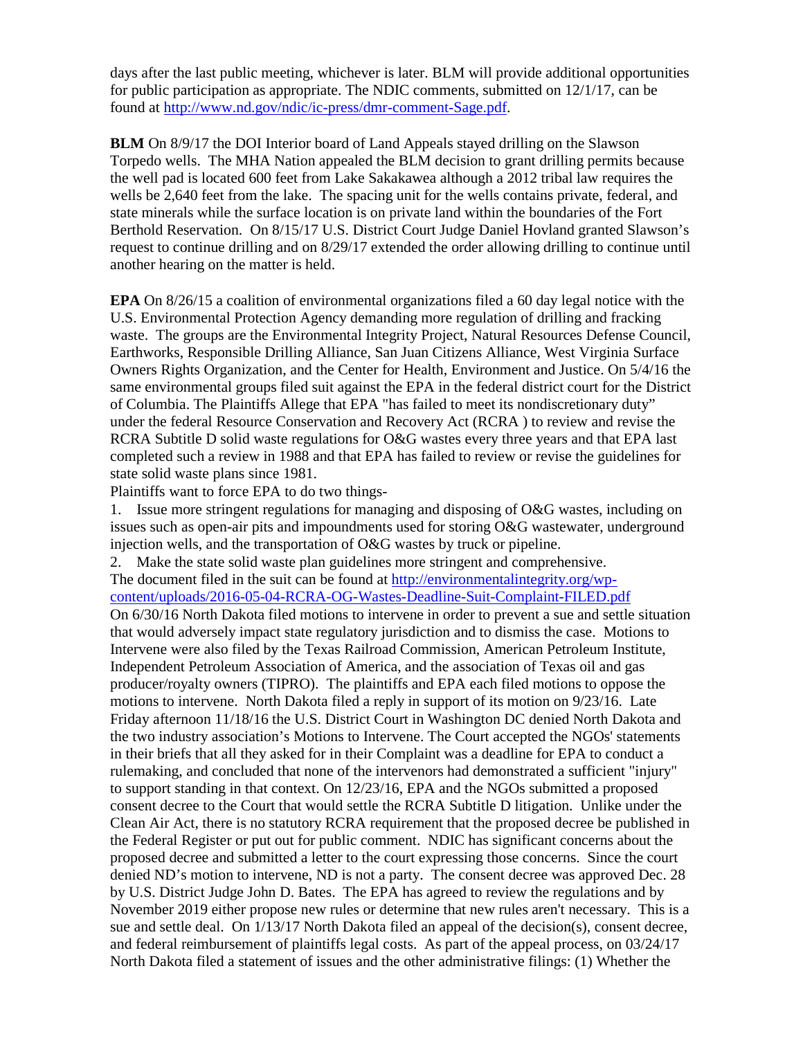days after the last public meeting, whichever is later. BLM will provide additional opportunities for public participation as appropriate. The NDIC comments, submitted on 12/1/17, can be found at http://www.nd.gov/ndic/ic-press/dmr-comment-Sage.pdf.

**BLM** On 8/9/17 the DOI Interior board of Land Appeals stayed drilling on the Slawson Torpedo wells. The MHA Nation appealed the BLM decision to grant drilling permits because the well pad is located 600 feet from Lake Sakakawea although a 2012 tribal law requires the wells be 2,640 feet from the lake. The spacing unit for the wells contains private, federal, and state minerals while the surface location is on private land within the boundaries of the Fort Berthold Reservation. On 8/15/17 U.S. District Court Judge Daniel Hovland granted Slawson's request to continue drilling and on 8/29/17 extended the order allowing drilling to continue until another hearing on the matter is held.

**EPA** On 8/26/15 a coalition of environmental organizations filed a 60 day legal notice with the U.S. Environmental Protection Agency demanding more regulation of drilling and fracking waste. The groups are the Environmental Integrity Project, Natural Resources Defense Council, Earthworks, Responsible Drilling Alliance, San Juan Citizens Alliance, West Virginia Surface Owners Rights Organization, and the Center for Health, Environment and Justice. On 5/4/16 the same environmental groups filed suit against the EPA in the federal district court for the District of Columbia. The Plaintiffs Allege that EPA "has failed to meet its nondiscretionary duty" under the federal Resource Conservation and Recovery Act (RCRA ) to review and revise the RCRA Subtitle D solid waste regulations for O&G wastes every three years and that EPA last completed such a review in 1988 and that EPA has failed to review or revise the guidelines for state solid waste plans since 1981.

Plaintiffs want to force EPA to do two things-

1. Issue more stringent regulations for managing and disposing of O&G wastes, including on issues such as open-air pits and impoundments used for storing O&G wastewater, underground injection wells, and the transportation of O&G wastes by truck or pipeline.
2. Make the state solid waste plan guidelines more stringent and comprehensive.

The document filed in the suit can be found at http://environmentalintegrity.org/wp-content/uploads/2016-05-04-RCRA-OG-Wastes-Deadline-Suit-Complaint-FILED.pdf

On 6/30/16 North Dakota filed motions to intervene in order to prevent a sue and settle situation that would adversely impact state regulatory jurisdiction and to dismiss the case. Motions to Intervene were also filed by the Texas Railroad Commission, American Petroleum Institute, Independent Petroleum Association of America, and the association of Texas oil and gas producer/royalty owners (TIPRO). The plaintiffs and EPA each filed motions to oppose the motions to intervene. North Dakota filed a reply in support of its motion on 9/23/16. Late Friday afternoon 11/18/16 the U.S. District Court in Washington DC denied North Dakota and the two industry association's Motions to Intervene. The Court accepted the NGOs' statements in their briefs that all they asked for in their Complaint was a deadline for EPA to conduct a rulemaking, and concluded that none of the intervenors had demonstrated a sufficient "injury" to support standing in that context. On 12/23/16, EPA and the NGOs submitted a proposed consent decree to the Court that would settle the RCRA Subtitle D litigation. Unlike under the Clean Air Act, there is no statutory RCRA requirement that the proposed decree be published in the Federal Register or put out for public comment. NDIC has significant concerns about the proposed decree and submitted a letter to the court expressing those concerns. Since the court denied ND's motion to intervene, ND is not a party. The consent decree was approved Dec. 28 by U.S. District Judge John D. Bates. The EPA has agreed to review the regulations and by November 2019 either propose new rules or determine that new rules aren't necessary. This is a sue and settle deal. On 1/13/17 North Dakota filed an appeal of the decision(s), consent decree, and federal reimbursement of plaintiffs legal costs. As part of the appeal process, on 03/24/17 North Dakota filed a statement of issues and the other administrative filings: (1) Whether the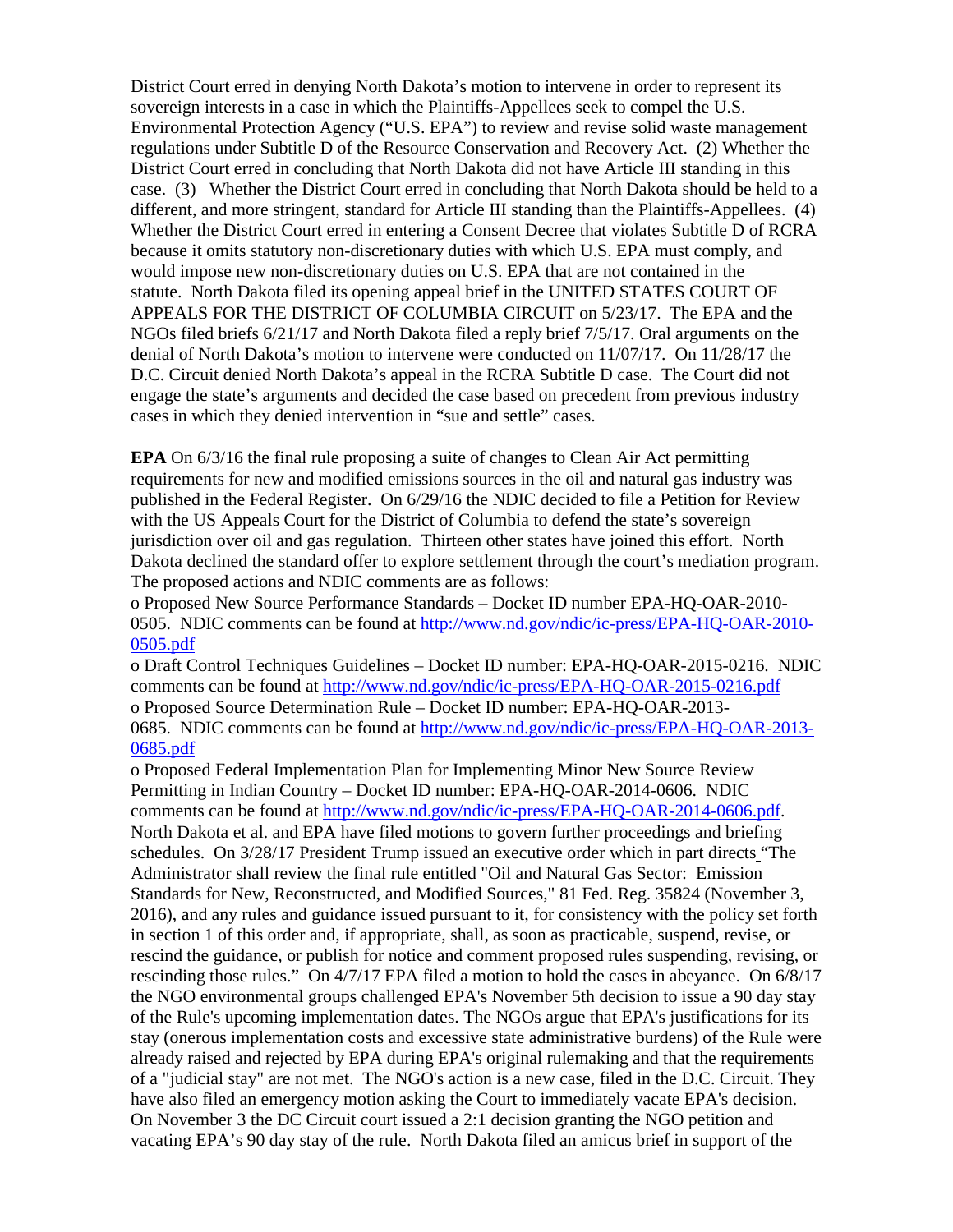District Court erred in denying North Dakota's motion to intervene in order to represent its sovereign interests in a case in which the Plaintiffs-Appellees seek to compel the U.S. Environmental Protection Agency ("U.S. EPA") to review and revise solid waste management regulations under Subtitle D of the Resource Conservation and Recovery Act. (2) Whether the District Court erred in concluding that North Dakota did not have Article III standing in this case. (3) Whether the District Court erred in concluding that North Dakota should be held to a different, and more stringent, standard for Article III standing than the Plaintiffs-Appellees. (4) Whether the District Court erred in entering a Consent Decree that violates Subtitle D of RCRA because it omits statutory non-discretionary duties with which U.S. EPA must comply, and would impose new non-discretionary duties on U.S. EPA that are not contained in the statute. North Dakota filed its opening appeal brief in the UNITED STATES COURT OF APPEALS FOR THE DISTRICT OF COLUMBIA CIRCUIT on 5/23/17. The EPA and the NGOs filed briefs 6/21/17 and North Dakota filed a reply brief 7/5/17. Oral arguments on the denial of North Dakota's motion to intervene were conducted on 11/07/17. On 11/28/17 the D.C. Circuit denied North Dakota's appeal in the RCRA Subtitle D case. The Court did not engage the state's arguments and decided the case based on precedent from previous industry cases in which they denied intervention in "sue and settle" cases.

**EPA** On 6/3/16 the final rule proposing a suite of changes to Clean Air Act permitting requirements for new and modified emissions sources in the oil and natural gas industry was published in the Federal Register. On 6/29/16 the NDIC decided to file a Petition for Review with the US Appeals Court for the District of Columbia to defend the state's sovereign jurisdiction over oil and gas regulation. Thirteen other states have joined this effort. North Dakota declined the standard offer to explore settlement through the court's mediation program. The proposed actions and NDIC comments are as follows:

o Proposed New Source Performance Standards – Docket ID number EPA-HQ-OAR-2010-0505. NDIC comments can be found at http://www.nd.gov/ndic/ic-press/EPA-HQ-OAR-2010-0505.pdf

o Draft Control Techniques Guidelines – Docket ID number: EPA-HQ-OAR-2015-0216. NDIC comments can be found at http://www.nd.gov/ndic/ic-press/EPA-HQ-OAR-2015-0216.pdf

o Proposed Source Determination Rule – Docket ID number: EPA-HQ-OAR-2013-0685. NDIC comments can be found at http://www.nd.gov/ndic/ic-press/EPA-HQ-OAR-2013-0685.pdf

o Proposed Federal Implementation Plan for Implementing Minor New Source Review Permitting in Indian Country – Docket ID number: EPA-HQ-OAR-2014-0606. NDIC comments can be found at http://www.nd.gov/ndic/ic-press/EPA-HQ-OAR-2014-0606.pdf.

North Dakota et al. and EPA have filed motions to govern further proceedings and briefing schedules. On 3/28/17 President Trump issued an executive order which in part directs "The Administrator shall review the final rule entitled "Oil and Natural Gas Sector: Emission Standards for New, Reconstructed, and Modified Sources," 81 Fed. Reg. 35824 (November 3, 2016), and any rules and guidance issued pursuant to it, for consistency with the policy set forth in section 1 of this order and, if appropriate, shall, as soon as practicable, suspend, revise, or rescind the guidance, or publish for notice and comment proposed rules suspending, revising, or rescinding those rules." On 4/7/17 EPA filed a motion to hold the cases in abeyance. On 6/8/17 the NGO environmental groups challenged EPA's November 5th decision to issue a 90 day stay of the Rule's upcoming implementation dates. The NGOs argue that EPA's justifications for its stay (onerous implementation costs and excessive state administrative burdens) of the Rule were already raised and rejected by EPA during EPA's original rulemaking and that the requirements of a "judicial stay" are not met. The NGO's action is a new case, filed in the D.C. Circuit. They have also filed an emergency motion asking the Court to immediately vacate EPA's decision. On November 3 the DC Circuit court issued a 2:1 decision granting the NGO petition and vacating EPA's 90 day stay of the rule. North Dakota filed an amicus brief in support of the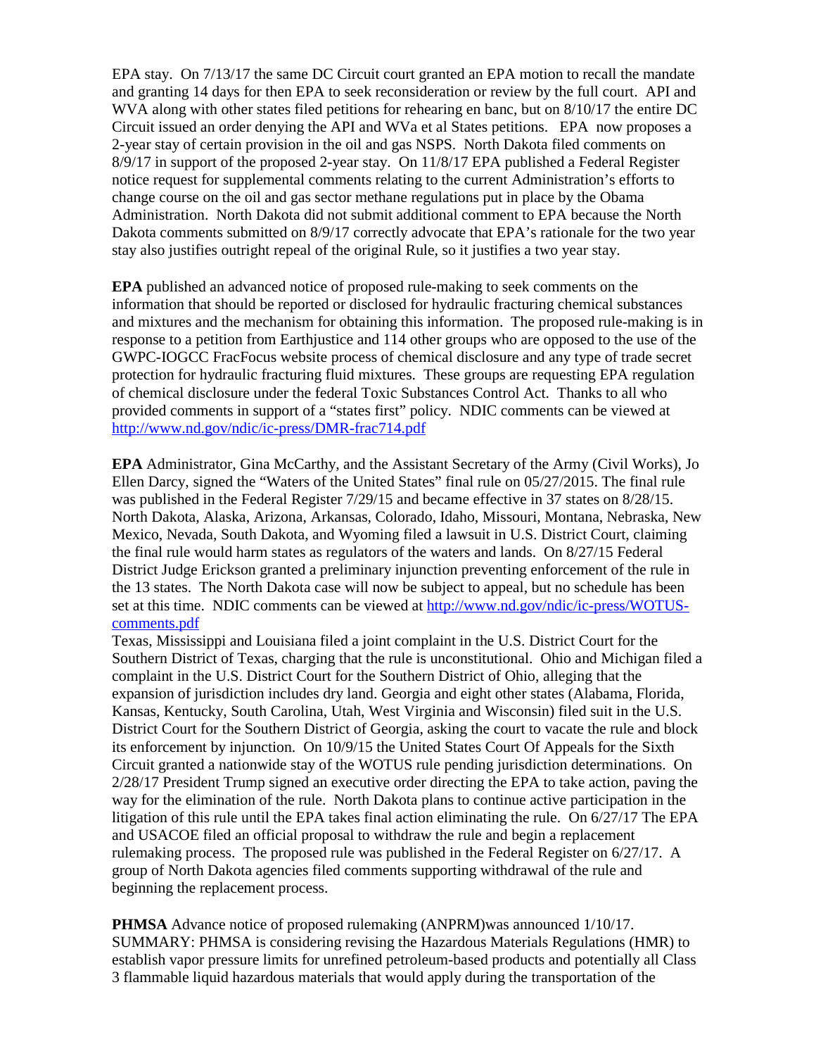EPA stay. On 7/13/17 the same DC Circuit court granted an EPA motion to recall the mandate and granting 14 days for then EPA to seek reconsideration or review by the full court. API and WVA along with other states filed petitions for rehearing en banc, but on 8/10/17 the entire DC Circuit issued an order denying the API and WVa et al States petitions. EPA now proposes a 2-year stay of certain provision in the oil and gas NSPS. North Dakota filed comments on 8/9/17 in support of the proposed 2-year stay. On 11/8/17 EPA published a Federal Register notice request for supplemental comments relating to the current Administration's efforts to change course on the oil and gas sector methane regulations put in place by the Obama Administration. North Dakota did not submit additional comment to EPA because the North Dakota comments submitted on 8/9/17 correctly advocate that EPA's rationale for the two year stay also justifies outright repeal of the original Rule, so it justifies a two year stay.

**EPA** published an advanced notice of proposed rule-making to seek comments on the information that should be reported or disclosed for hydraulic fracturing chemical substances and mixtures and the mechanism for obtaining this information. The proposed rule-making is in response to a petition from Earthjustice and 114 other groups who are opposed to the use of the GWPC-IOGCC FracFocus website process of chemical disclosure and any type of trade secret protection for hydraulic fracturing fluid mixtures. These groups are requesting EPA regulation of chemical disclosure under the federal Toxic Substances Control Act. Thanks to all who provided comments in support of a "states first" policy. NDIC comments can be viewed at http://www.nd.gov/ndic/ic-press/DMR-frac714.pdf

**EPA** Administrator, Gina McCarthy, and the Assistant Secretary of the Army (Civil Works), Jo Ellen Darcy, signed the "Waters of the United States" final rule on 05/27/2015. The final rule was published in the Federal Register 7/29/15 and became effective in 37 states on 8/28/15. North Dakota, Alaska, Arizona, Arkansas, Colorado, Idaho, Missouri, Montana, Nebraska, New Mexico, Nevada, South Dakota, and Wyoming filed a lawsuit in U.S. District Court, claiming the final rule would harm states as regulators of the waters and lands. On 8/27/15 Federal District Judge Erickson granted a preliminary injunction preventing enforcement of the rule in the 13 states. The North Dakota case will now be subject to appeal, but no schedule has been set at this time. NDIC comments can be viewed at http://www.nd.gov/ndic/ic-press/WOTUS-comments.pdf

Texas, Mississippi and Louisiana filed a joint complaint in the U.S. District Court for the Southern District of Texas, charging that the rule is unconstitutional. Ohio and Michigan filed a complaint in the U.S. District Court for the Southern District of Ohio, alleging that the expansion of jurisdiction includes dry land. Georgia and eight other states (Alabama, Florida, Kansas, Kentucky, South Carolina, Utah, West Virginia and Wisconsin) filed suit in the U.S. District Court for the Southern District of Georgia, asking the court to vacate the rule and block its enforcement by injunction. On 10/9/15 the United States Court Of Appeals for the Sixth Circuit granted a nationwide stay of the WOTUS rule pending jurisdiction determinations. On 2/28/17 President Trump signed an executive order directing the EPA to take action, paving the way for the elimination of the rule. North Dakota plans to continue active participation in the litigation of this rule until the EPA takes final action eliminating the rule. On 6/27/17 The EPA and USACOE filed an official proposal to withdraw the rule and begin a replacement rulemaking process. The proposed rule was published in the Federal Register on 6/27/17. A group of North Dakota agencies filed comments supporting withdrawal of the rule and beginning the replacement process.

**PHMSA** Advance notice of proposed rulemaking (ANPRM)was announced 1/10/17. SUMMARY: PHMSA is considering revising the Hazardous Materials Regulations (HMR) to establish vapor pressure limits for unrefined petroleum-based products and potentially all Class 3 flammable liquid hazardous materials that would apply during the transportation of the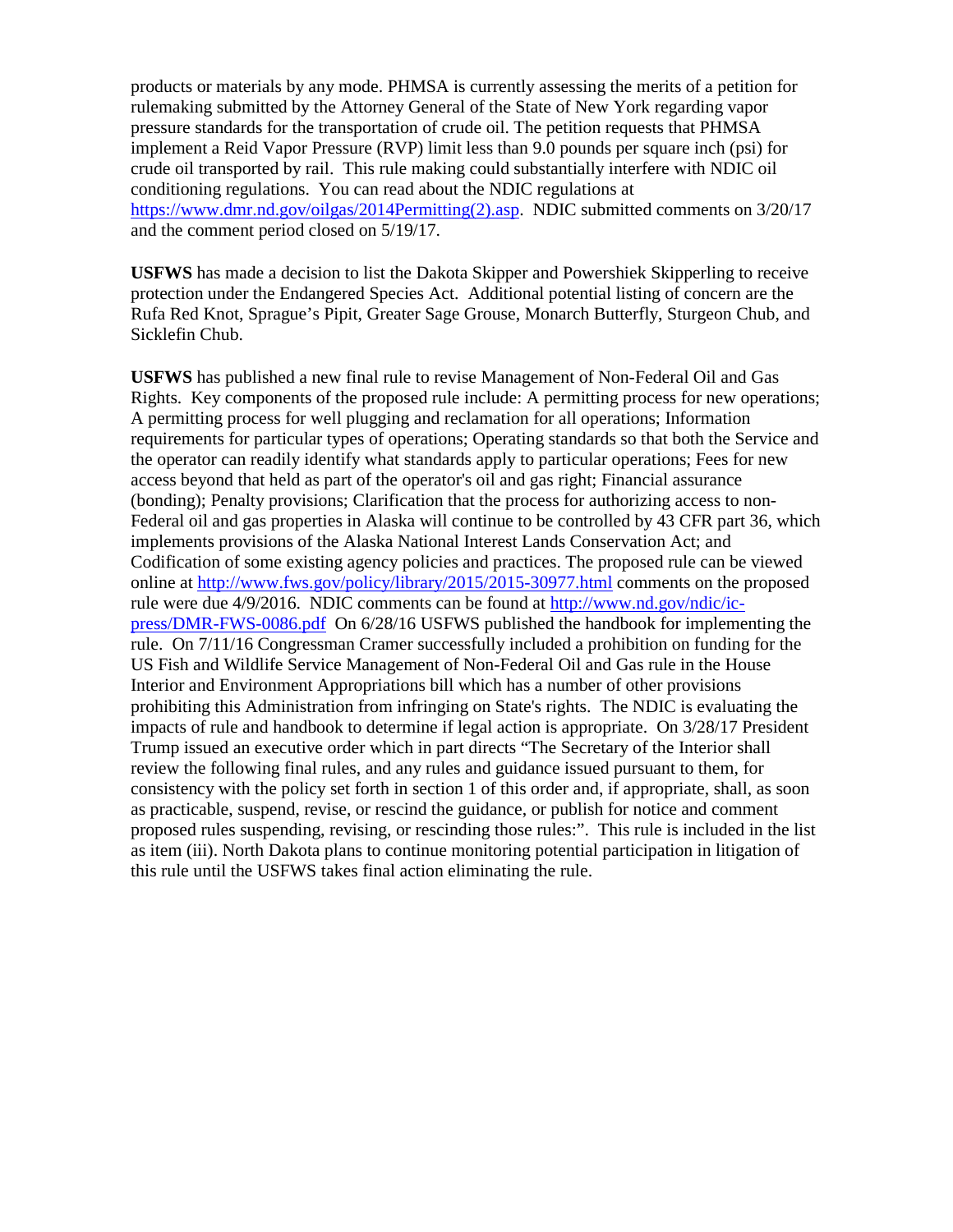products or materials by any mode. PHMSA is currently assessing the merits of a petition for rulemaking submitted by the Attorney General of the State of New York regarding vapor pressure standards for the transportation of crude oil. The petition requests that PHMSA implement a Reid Vapor Pressure (RVP) limit less than 9.0 pounds per square inch (psi) for crude oil transported by rail. This rule making could substantially interfere with NDIC oil conditioning regulations. You can read about the NDIC regulations at [https://www.dmr.nd.gov/oilgas/2014Permitting(2).asp](https://www.dmr.nd.gov/oilgas/2014Permitting(2).asp). NDIC submitted comments on 3/20/17 and the comment period closed on 5/19/17.

**USFWS** has made a decision to list the Dakota Skipper and Powershiek Skipperling to receive protection under the Endangered Species Act. Additional potential listing of concern are the Rufa Red Knot, Sprague's Pipit, Greater Sage Grouse, Monarch Butterfly, Sturgeon Chub, and Sicklefin Chub.

**USFWS** has published a new final rule to revise Management of Non-Federal Oil and Gas Rights. Key components of the proposed rule include: A permitting process for new operations; A permitting process for well plugging and reclamation for all operations; Information requirements for particular types of operations; Operating standards so that both the Service and the operator can readily identify what standards apply to particular operations; Fees for new access beyond that held as part of the operator's oil and gas right; Financial assurance (bonding); Penalty provisions; Clarification that the process for authorizing access to non-Federal oil and gas properties in Alaska will continue to be controlled by 43 CFR part 36, which implements provisions of the Alaska National Interest Lands Conservation Act; and Codification of some existing agency policies and practices. The proposed rule can be viewed online at [http://www.fws.gov/policy/library/2015/2015-30977.html](http://www.fws.gov/policy/library/2015/2015-30977.html) comments on the proposed rule were due 4/9/2016. NDIC comments can be found at [http://www.nd.gov/ndic/ic-press/DMR-FWS-0086.pdf](http://www.nd.gov/ndic/ic-press/DMR-FWS-0086.pdf) On 6/28/16 USFWS published the handbook for implementing the rule. On 7/11/16 Congressman Cramer successfully included a prohibition on funding for the US Fish and Wildlife Service Management of Non-Federal Oil and Gas rule in the House Interior and Environment Appropriations bill which has a number of other provisions prohibiting this Administration from infringing on State's rights. The NDIC is evaluating the impacts of rule and handbook to determine if legal action is appropriate. On 3/28/17 President Trump issued an executive order which in part directs "The Secretary of the Interior shall review the following final rules, and any rules and guidance issued pursuant to them, for consistency with the policy set forth in section 1 of this order and, if appropriate, shall, as soon as practicable, suspend, revise, or rescind the guidance, or publish for notice and comment proposed rules suspending, revising, or rescinding those rules:". This rule is included in the list as item (iii). North Dakota plans to continue monitoring potential participation in litigation of this rule until the USFWS takes final action eliminating the rule.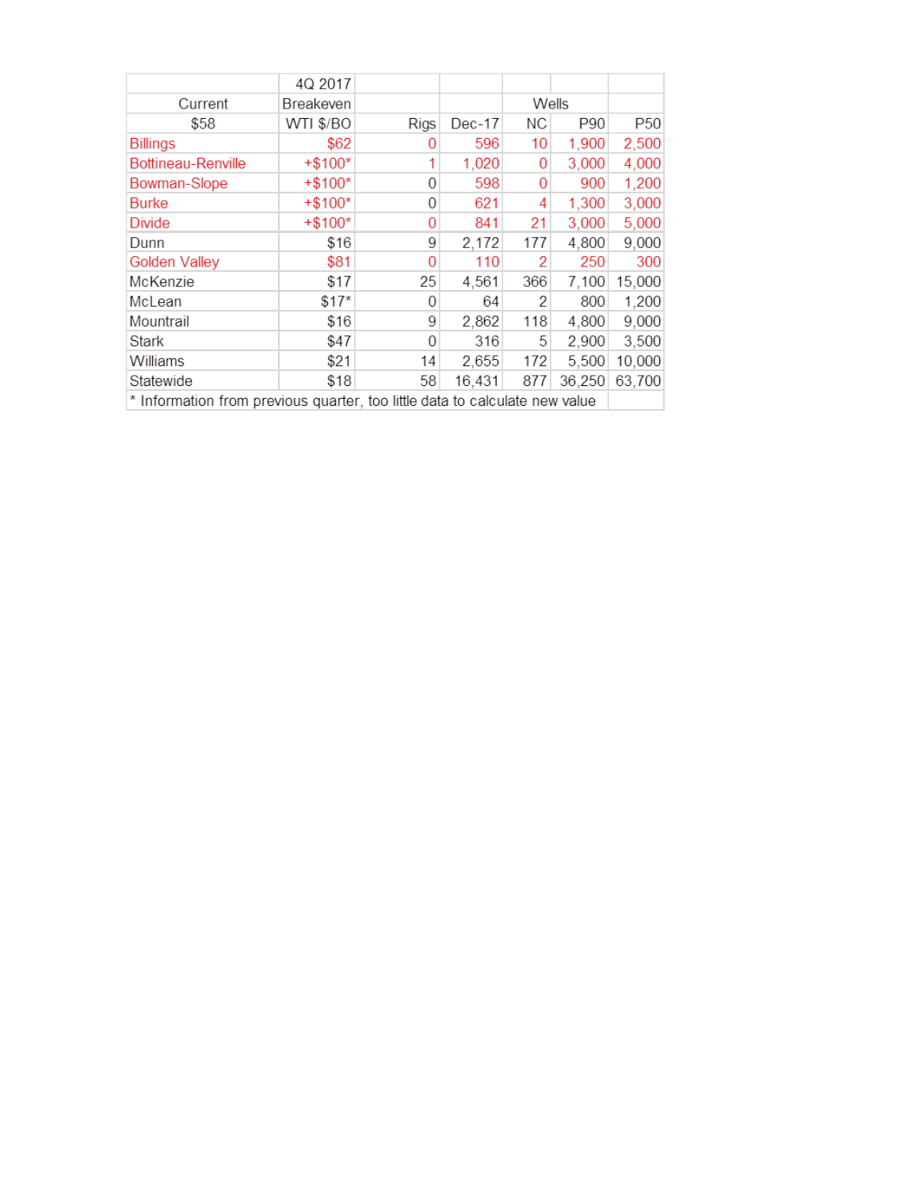| | 4Q 2017 | | | | | |
|---|---|---|---|---|---|---|
| Current | Breakeven | | | Wells | | |
| $58 | WTI $/BO | Rigs | Dec-17 | NC | P90 | P50 |
| Billings | $62 | 0 | 596 | 10 | 1,900 | 2,500 |
| Bottineau-Renville | +$100* | 1 | 1,020 | 0 | 3,000 | 4,000 |
| Bowman-Slope | +$100* | 0 | 598 | 0 | 900 | 1,200 |
| Burke | +$100* | 0 | 621 | 4 | 1,300 | 3,000 |
| Divide | +$100* | 0 | 841 | 21 | 3,000 | 5,000 |
| Dunn | $16 | 9 | 2,172 | 177 | 4,800 | 9,000 |
| Golden Valley | $81 | 0 | 110 | 2 | 250 | 300 |
| McKenzie | $17 | 25 | 4,561 | 366 | 7,100 | 15,000 |
| McLean | $17* | 0 | 64 | 2 | 800 | 1,200 |
| Mountrail | $16 | 9 | 2,862 | 118 | 4,800 | 9,000 |
| Stark | $47 | 0 | 316 | 5 | 2,900 | 3,500 |
| Williams | $21 | 14 | 2,655 | 172 | 5,500 | 10,000 |
| Statewide | $18 | 58 | 16,431 | 877 | 36,250 | 63,700 |

* Information from previous quarter, too little data to calculate new value